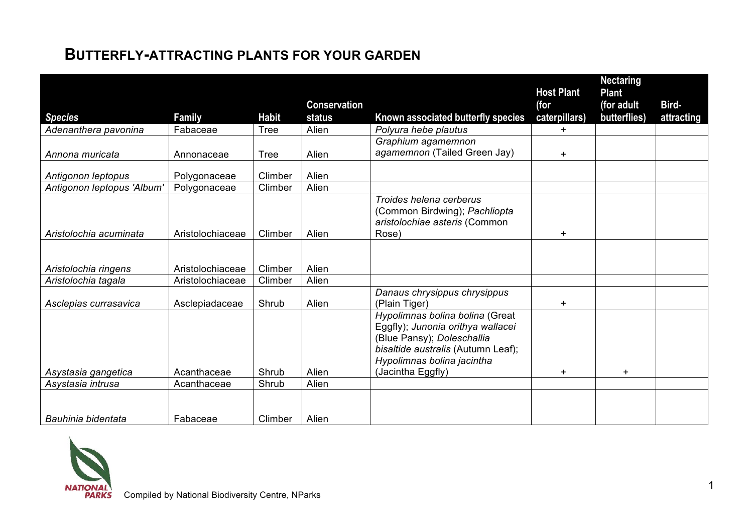# BUTTERFLY-ATTRACTING PLANTS FOR YOUR GARDEN

| *Species* | Family | Habit | Conservation status | Known associated butterfly species | Host Plant (for caterpillars) | Nectaring Plant (for adult butterflies) | Bird-attracting |
|---|---|---|---|---|---|---|---|
| *Adenanthera pavonina* | Fabaceae | Tree | Alien | *Polyura hebe plautus* | + | | |
| *Annona muricata* | Annonaceae | Tree | Alien | *Graphium agamemnon agamemnon* (Tailed Green Jay) | + | | |
| *Antigonon leptopus* | Polygonaceae | Climber | Alien | | | | |
| *Antigonon leptopus 'Album'* | Polygonaceae | Climber | Alien | | | | |
| *Aristolochia acuminata* | Aristolochiaceae | Climber | Alien | *Troides helena cerberus* (Common Birdwing); *Pachliopta aristolochiae asteris* (Common Rose) | + | | |
| *Aristolochia ringens* | Aristolochiaceae | Climber | Alien | | | | |
| *Aristolochia tagala* | Aristolochiaceae | Climber | Alien | | | | |
| *Asclepias currasavica* | Asclepiadaceae | Shrub | Alien | *Danaus chrysippus chrysippus* (Plain Tiger) | + | | |
| *Asystasia gangetica* | Acanthaceae | Shrub | Alien | *Hypolimnas bolina bolina* (Great Eggfly); *Junonia orithya wallacei* (Blue Pansy); *Doleschallia bisaltide australis* (Autumn Leaf); *Hypolimnas bolina jacintha* (Jacintha Eggfly) | + | + | |
| *Asystasia intrusa* | Acanthaceae | Shrub | Alien | | | | |
| *Bauhinia bidentata* | Fabaceae | Climber | Alien | | | | |

NATIONAL PARKS

Compiled by National Biodiversity Centre, NParks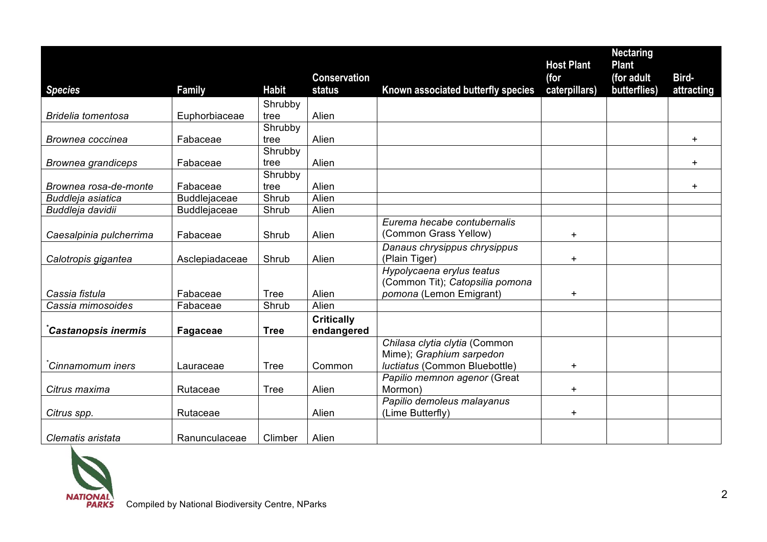| *Species* | Family | Habit | Conservation status | Known associated butterfly species | Host Plant (for caterpillars) | Nectaring Plant (for adult butterflies) | Bird-attracting |
|---|---|---|---|---|---|---|---|
| *Bridelia tomentosa* | Euphorbiaceae | Shrubby tree | Alien | | | | |
| *Brownea coccinea* | Fabaceae | Shrubby tree | Alien | | | | + |
| *Brownea grandiceps* | Fabaceae | Shrubby tree | Alien | | | | + |
| *Brownea rosa-de-monte* | Fabaceae | Shrubby tree | Alien | | | | + |
| *Buddleja asiatica* | Buddlejaceae | Shrub | Alien | | | | |
| *Buddleja davidii* | Buddlejaceae | Shrub | Alien | | | | |
| *Caesalpinia pulcherrima* | Fabaceae | Shrub | Alien | *Eurema hecabe contubernalis* (Common Grass Yellow) | + | | |
| *Calotropis gigantea* | Asclepiadaceae | Shrub | Alien | *Danaus chrysippus chrysippus* (Plain Tiger) | + | | |
| *Cassia fistula* | Fabaceae | Tree | Alien | *Hypolycaena erylus teatus* (Common Tit); *Catopsilia pomona pomona* (Lemon Emigrant) | + | | |
| *Cassia mimosoides* | Fabaceae | Shrub | Alien | | | | |
| **\****Castanopsis inermis*** | **Fagaceae** | **Tree** | **Critically endangered** | | | | |
| \**Cinnamomum iners* | Lauraceae | Tree | Common | *Chilasa clytia clytia* (Common Mime); *Graphium sarpedon luctiatus* (Common Bluebottle) | + | | |
| *Citrus maxima* | Rutaceae | Tree | Alien | *Papilio memnon agenor* (Great Mormon) | + | | |
| *Citrus spp.* | Rutaceae | | Alien | *Papilio demoleus malayanus* (Lime Butterfly) | + | | |
| *Clematis aristata* | Ranunculaceae | Climber | Alien | | | | |

Compiled by National Biodiversity Centre, NParks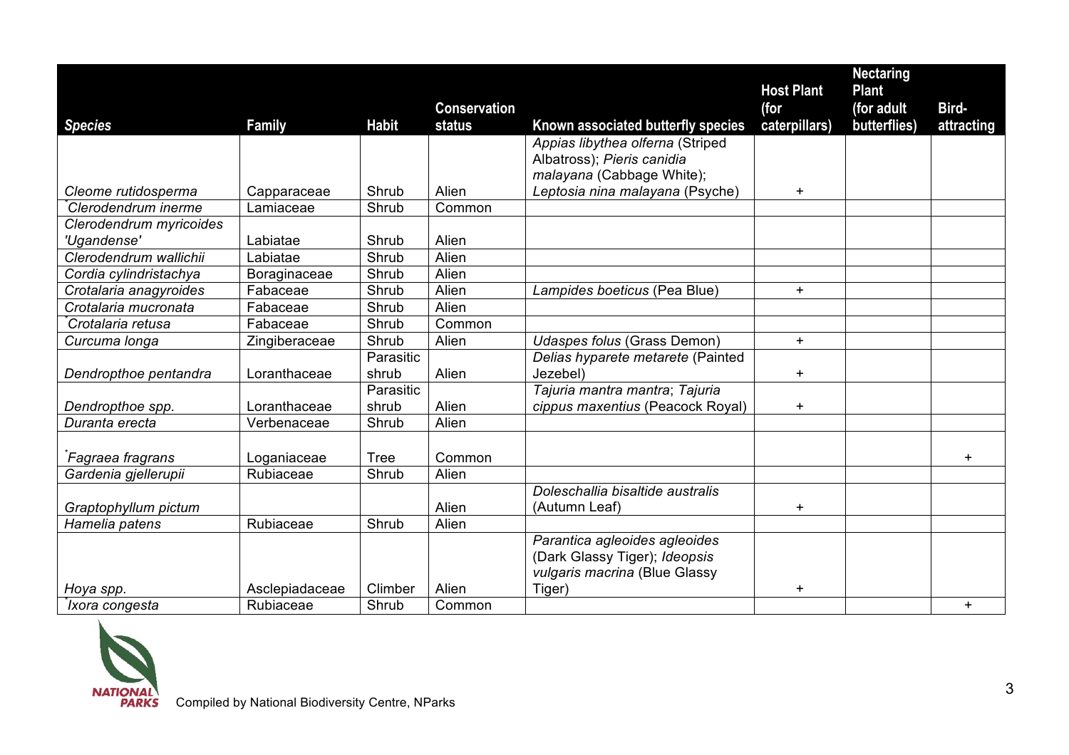| *Species* | Family | Habit | Conservation status | Known associated butterfly species | Host Plant (for caterpillars) | Nectaring Plant (for adult butterflies) | Bird-attracting |
|---|---|---|---|---|---|---|---|
| *Cleome rutidosperma* | Capparaceae | Shrub | Alien | *Appias libythea olferna* (Striped Albatross); *Pieris canidia malayana* (Cabbage White); *Leptosia nina malayana* (Psyche) | + | | |
| *Clerodendrum inerme | Lamiaceae | Shrub | Common | | | | |
| *Clerodendrum myricoides 'Ugandense'* | Labiatae | Shrub | Alien | | | | |
| *Clerodendrum wallichii* | Labiatae | Shrub | Alien | | | | |
| *Cordia cylindristachya* | Boraginaceae | Shrub | Alien | | | | |
| *Crotalaria anagyroides* | Fabaceae | Shrub | Alien | *Lampides boeticus* (Pea Blue) | + | | |
| *Crotalaria mucronata* | Fabaceae | Shrub | Alien | | | | |
| *Crotalaria retusa | Fabaceae | Shrub | Common | | | | |
| *Curcuma longa* | Zingiberaceae | Shrub | Alien | *Udaspes folus* (Grass Demon) | + | | |
| *Dendropthoe pentandra* | Loranthaceae | Parasitic shrub | Alien | *Delias hyparete metarete* (Painted Jezebel) | + | | |
| *Dendropthoe spp.* | Loranthaceae | Parasitic shrub | Alien | *Tajuria mantra mantra*; *Tajuria cippus maxentius* (Peacock Royal) | + | | |
| *Duranta erecta* | Verbenaceae | Shrub | Alien | | | | |
| *Fagraea fragrans | Loganiaceae | Tree | Common | | | | + |
| *Gardenia gjellerupii* | Rubiaceae | Shrub | Alien | | | | |
| *Graptophyllum pictum* | | | Alien | *Doleschallia bisaltide australis* (Autumn Leaf) | + | | |
| *Hamelia patens* | Rubiaceae | Shrub | Alien | | | | |
| *Hoya spp.* | Asclepiadaceae | Climber | Alien | *Parantica agleoides agleoides* (Dark Glassy Tiger); *Ideopsis vulgaris macrina* (Blue Glassy Tiger) | + | | |
| *Ixora congesta | Rubiaceae | Shrub | Common | | | | + |

Compiled by National Biodiversity Centre, NParks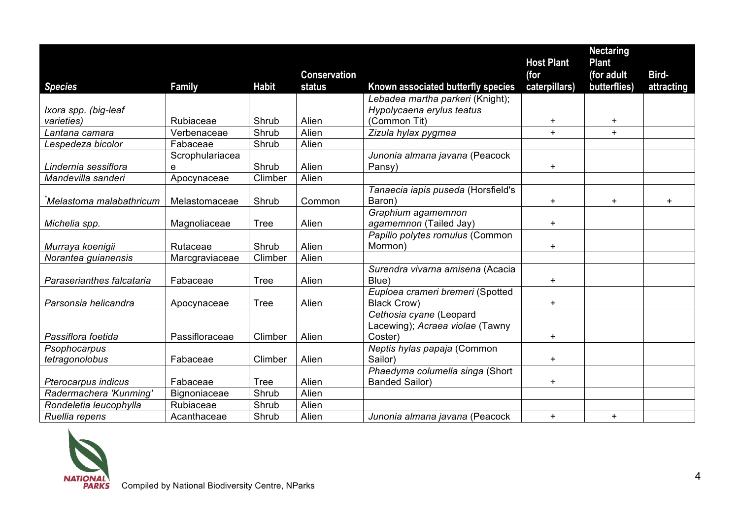| *Species* | Family | Habit | Conservation status | Known associated butterfly species | Host Plant (for caterpillars) | Nectaring Plant (for adult butterflies) | Bird-attracting |
|---|---|---|---|---|---|---|---|
| *Ixora spp. (big-leaf varieties)* | Rubiaceae | Shrub | Alien | *Lebadea martha parkeri* (Knight); *Hypolycaena erylus teatus* (Common Tit) | + | + | |
| *Lantana camara* | Verbenaceae | Shrub | Alien | *Zizula hylax pygmea* | + | + | |
| *Lespedeza bicolor* | Fabaceae | Shrub | Alien | | | | |
| *Lindernia sessiflora* | Scrophulariaceae | Shrub | Alien | *Junonia almana javana* (Peacock Pansy) | + | | |
| *Mandevilla sanderi* | Apocynaceae | Climber | Alien | | | | |
| *Melastoma malabathricum | Melastomaceae | Shrub | Common | *Tanaecia iapis puseda* (Horsfield's Baron) | + | + | + |
| *Michelia spp.* | Magnoliaceae | Tree | Alien | *Graphium agamemnon agamemnon* (Tailed Jay) | + | | |
| *Murraya koenigii* | Rutaceae | Shrub | Alien | *Papilio polytes romulus* (Common Mormon) | + | | |
| *Norantea guianensis* | Marcgraviaceae | Climber | Alien | | | | |
| *Paraserianthes falcataria* | Fabaceae | Tree | Alien | *Surendra vivarna amisena* (Acacia Blue) | + | | |
| *Parsonsia helicandra* | Apocynaceae | Tree | Alien | *Euploea crameri bremeri* (Spotted Black Crow) | + | | |
| *Passiflora foetida* | Passifloraceae | Climber | Alien | *Cethosia cyane* (Leopard Lacewing); *Acraea violae* (Tawny Coster) | + | | |
| *Psophocarpus tetragonolobus* | Fabaceae | Climber | Alien | *Neptis hylas papaja* (Common Sailor) | + | | |
| *Pterocarpus indicus* | Fabaceae | Tree | Alien | *Phaedyma columella singa* (Short Banded Sailor) | + | | |
| *Radermachera 'Kunming'* | Bignoniaceae | Shrub | Alien | | | | |
| *Rondeletia leucophylla* | Rubiaceae | Shrub | Alien | | | | |
| *Ruellia repens* | Acanthaceae | Shrub | Alien | *Junonia almana javana* (Peacock | + | + | |

Compiled by National Biodiversity Centre, NParks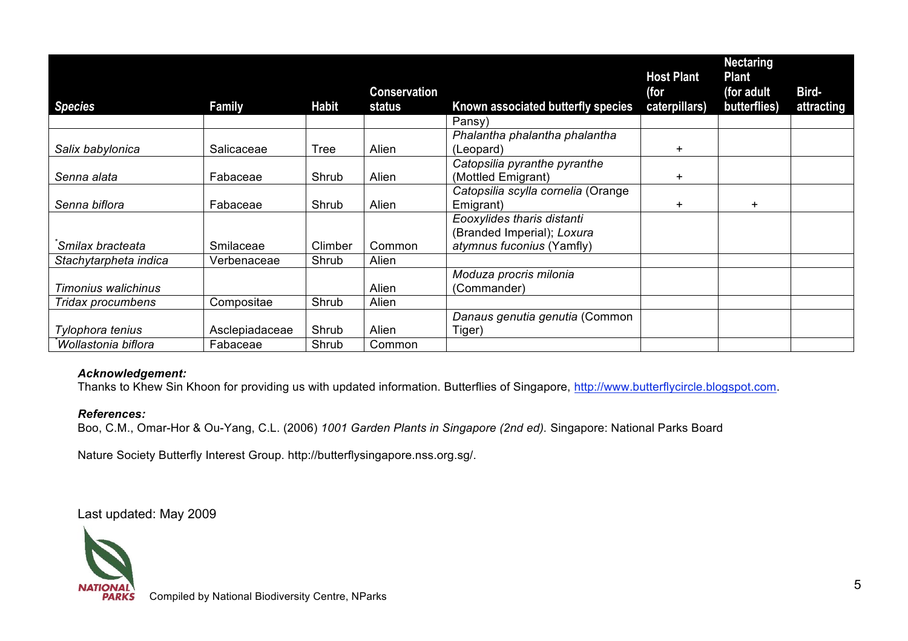| *Species* | Family | Habit | Conservation status | Known associated butterfly species | Host Plant (for caterpillars) | Nectaring Plant (for adult butterflies) | Bird-attracting |
|---|---|---|---|---|---|---|---|
| | | | | Pansy) | | | |
| *Salix babylonica* | Salicaceae | Tree | Alien | *Phalantha phalantha phalantha* (Leopard) | + | | |
| *Senna alata* | Fabaceae | Shrub | Alien | *Catopsilia pyranthe pyranthe* (Mottled Emigrant) | + | | |
| *Senna biflora* | Fabaceae | Shrub | Alien | *Catopsilia scylla cornelia* (Orange Emigrant) | + | + | |
| *Smilax bracteata | Smilaceae | Climber | Common | *Eooxylides tharis distanti* (Branded Imperial); *Loxura atymnus fuconius* (Yamfly) | | | |
| *Stachytarpheta indica* | Verbenaceae | Shrub | Alien | | | | |
| *Timonius walichinus* | | | Alien | *Moduza procris milonia* (Commander) | | | |
| *Tridax procumbens* | Compositae | Shrub | Alien | | | | |
| *Tylophora tenius* | Asclepiadaceae | Shrub | Alien | *Danaus genutia genutia* (Common Tiger) | | | |
| *Wollastonia biflora | Fabaceae | Shrub | Common | | | | |

***Acknowledgement:***
Thanks to Khew Sin Khoon for providing us with updated information. Butterflies of Singapore, http://www.butterflycircle.blogspot.com.

***References:***
Boo, C.M., Omar-Hor & Ou-Yang, C.L. (2006) *1001 Garden Plants in Singapore (2nd ed).* Singapore: National Parks Board

Nature Society Butterfly Interest Group. http://butterflysingapore.nss.org.sg/.

Last updated: May 2009

NATIONAL PARKS Compiled by National Biodiversity Centre, NParks